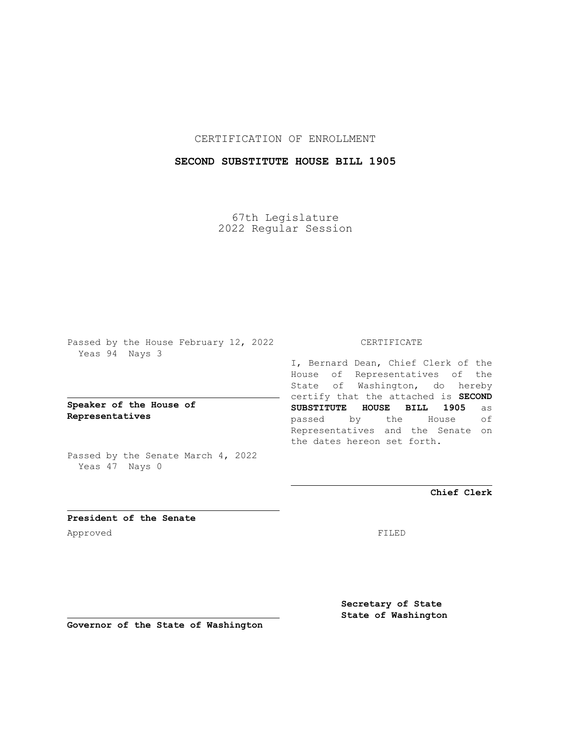CERTIFICATION OF ENROLLMENT

**SECOND SUBSTITUTE HOUSE BILL 1905**

67th Legislature
2022 Regular Session

Passed by the House February 12, 2022
Yeas 94 Nays 3

**Speaker of the House of Representatives**

Passed by the Senate March 4, 2022
Yeas 47 Nays 0

**President of the Senate**

Approved

**Governor of the State of Washington**

CERTIFICATE

I, Bernard Dean, Chief Clerk of the House of Representatives of the State of Washington, do hereby certify that the attached is **SECOND SUBSTITUTE HOUSE BILL 1905** as passed by the House of Representatives and the Senate on the dates hereon set forth.

**Chief Clerk**

FILED

**Secretary of State**
**State of Washington**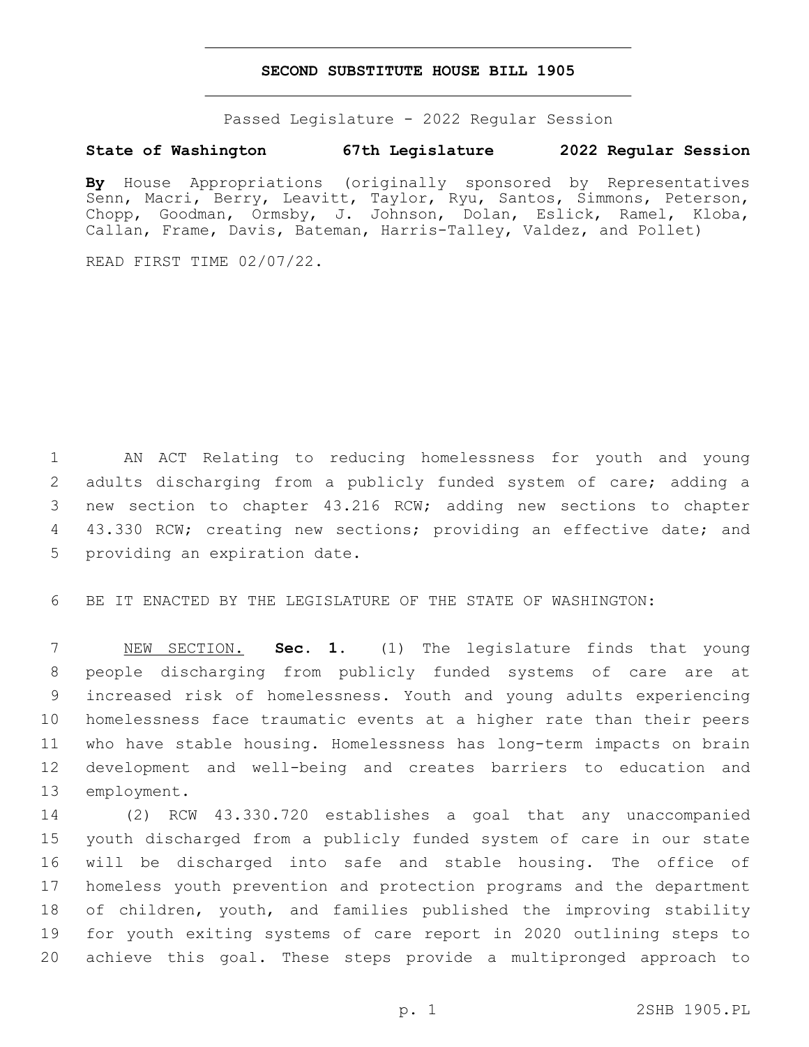# SECOND SUBSTITUTE HOUSE BILL 1905

Passed Legislature - 2022 Regular Session

**State of Washington 67th Legislature 2022 Regular Session**

**By** House Appropriations (originally sponsored by Representatives Senn, Macri, Berry, Leavitt, Taylor, Ryu, Santos, Simmons, Peterson, Chopp, Goodman, Ormsby, J. Johnson, Dolan, Eslick, Ramel, Kloba, Callan, Frame, Davis, Bateman, Harris-Talley, Valdez, and Pollet)

READ FIRST TIME 02/07/22.

AN ACT Relating to reducing homelessness for youth and young adults discharging from a publicly funded system of care; adding a new section to chapter 43.216 RCW; adding new sections to chapter 43.330 RCW; creating new sections; providing an effective date; and providing an expiration date.

BE IT ENACTED BY THE LEGISLATURE OF THE STATE OF WASHINGTON:

NEW SECTION. **Sec. 1.** (1) The legislature finds that young people discharging from publicly funded systems of care are at increased risk of homelessness. Youth and young adults experiencing homelessness face traumatic events at a higher rate than their peers who have stable housing. Homelessness has long-term impacts on brain development and well-being and creates barriers to education and employment.

(2) RCW 43.330.720 establishes a goal that any unaccompanied youth discharged from a publicly funded system of care in our state will be discharged into safe and stable housing. The office of homeless youth prevention and protection programs and the department of children, youth, and families published the improving stability for youth exiting systems of care report in 2020 outlining steps to achieve this goal. These steps provide a multipronged approach to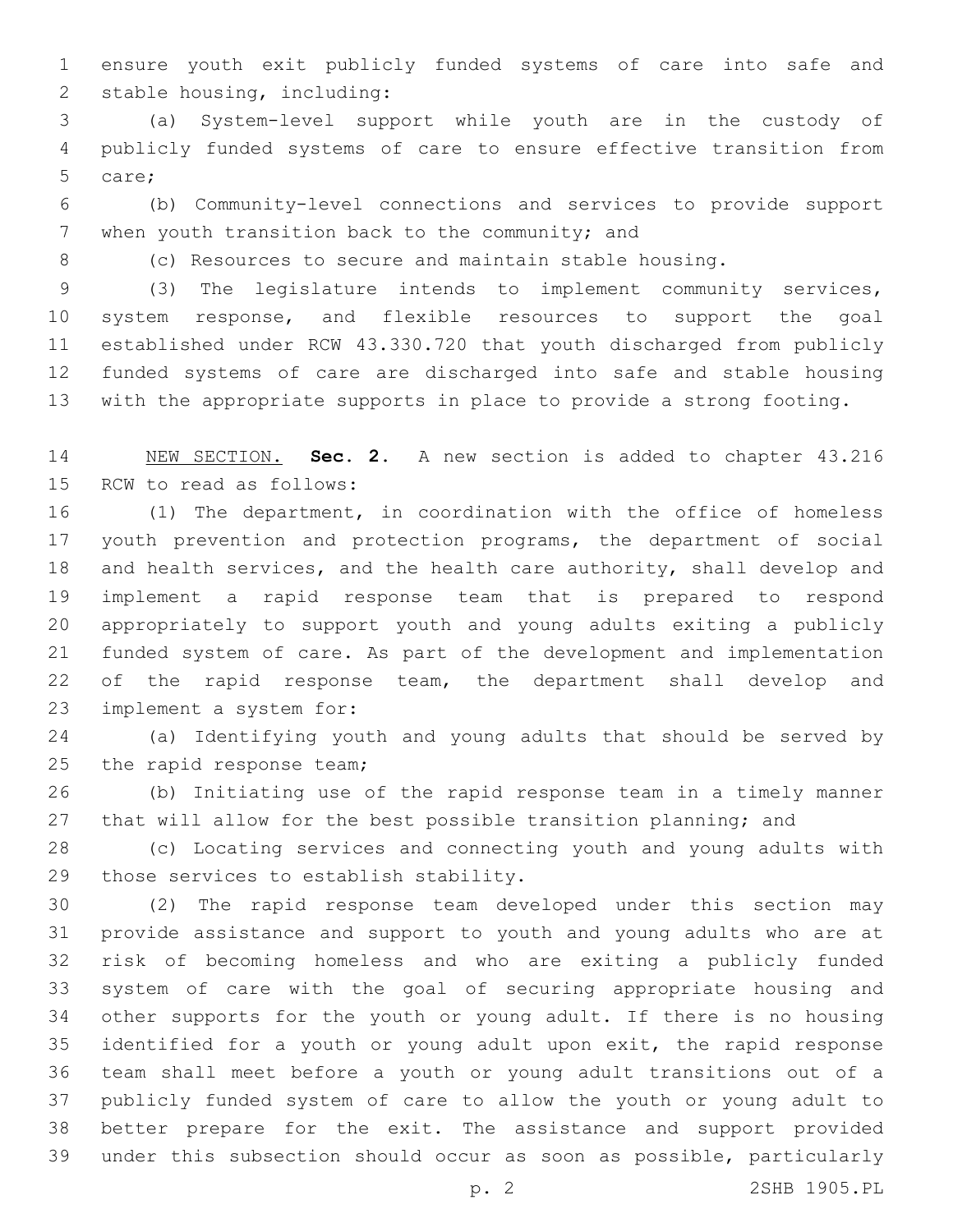ensure youth exit publicly funded systems of care into safe and stable housing, including:

(a) System-level support while youth are in the custody of publicly funded systems of care to ensure effective transition from care;

(b) Community-level connections and services to provide support when youth transition back to the community; and

(c) Resources to secure and maintain stable housing.

(3) The legislature intends to implement community services, system response, and flexible resources to support the goal established under RCW 43.330.720 that youth discharged from publicly funded systems of care are discharged into safe and stable housing with the appropriate supports in place to provide a strong footing.

NEW SECTION. **Sec. 2.** A new section is added to chapter 43.216 RCW to read as follows:

(1) The department, in coordination with the office of homeless youth prevention and protection programs, the department of social and health services, and the health care authority, shall develop and implement a rapid response team that is prepared to respond appropriately to support youth and young adults exiting a publicly funded system of care. As part of the development and implementation of the rapid response team, the department shall develop and implement a system for:

(a) Identifying youth and young adults that should be served by the rapid response team;

(b) Initiating use of the rapid response team in a timely manner that will allow for the best possible transition planning; and

(c) Locating services and connecting youth and young adults with those services to establish stability.

(2) The rapid response team developed under this section may provide assistance and support to youth and young adults who are at risk of becoming homeless and who are exiting a publicly funded system of care with the goal of securing appropriate housing and other supports for the youth or young adult. If there is no housing identified for a youth or young adult upon exit, the rapid response team shall meet before a youth or young adult transitions out of a publicly funded system of care to allow the youth or young adult to better prepare for the exit. The assistance and support provided under this subsection should occur as soon as possible, particularly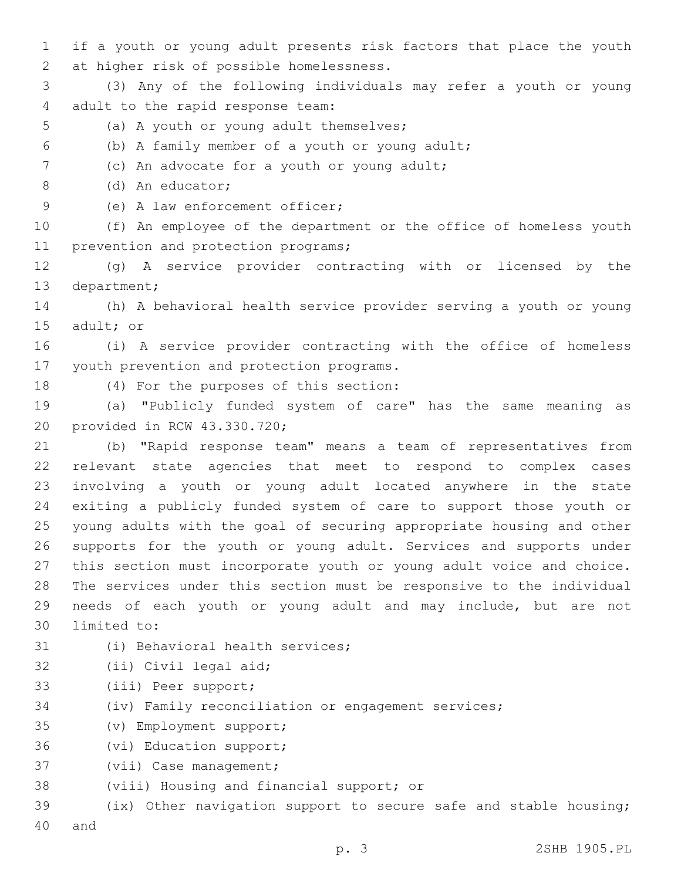if a youth or young adult presents risk factors that place the youth at higher risk of possible homelessness.

(3) Any of the following individuals may refer a youth or young adult to the rapid response team:

(a) A youth or young adult themselves;

(b) A family member of a youth or young adult;

(c) An advocate for a youth or young adult;

(d) An educator;

(e) A law enforcement officer;

(f) An employee of the department or the office of homeless youth prevention and protection programs;

(g) A service provider contracting with or licensed by the department;

(h) A behavioral health service provider serving a youth or young adult; or

(i) A service provider contracting with the office of homeless youth prevention and protection programs.

(4) For the purposes of this section:

(a) "Publicly funded system of care" has the same meaning as provided in RCW 43.330.720;

(b) "Rapid response team" means a team of representatives from relevant state agencies that meet to respond to complex cases involving a youth or young adult located anywhere in the state exiting a publicly funded system of care to support those youth or young adults with the goal of securing appropriate housing and other supports for the youth or young adult. Services and supports under this section must incorporate youth or young adult voice and choice. The services under this section must be responsive to the individual needs of each youth or young adult and may include, but are not limited to:

(i) Behavioral health services;

(ii) Civil legal aid;

(iii) Peer support;

(iv) Family reconciliation or engagement services;

(v) Employment support;

(vi) Education support;

(vii) Case management;

(viii) Housing and financial support; or

(ix) Other navigation support to secure safe and stable housing; and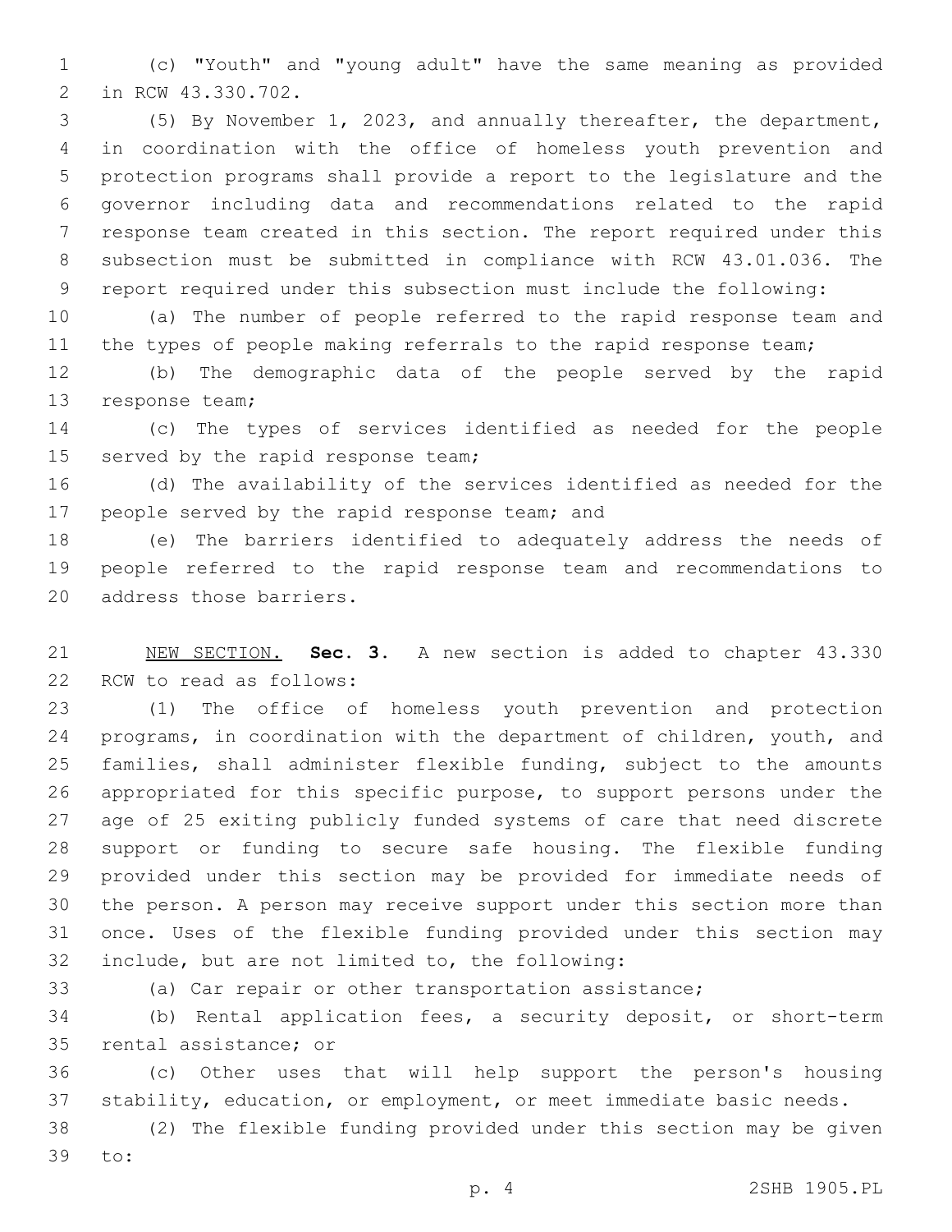(c) "Youth" and "young adult" have the same meaning as provided in RCW 43.330.702.

(5) By November 1, 2023, and annually thereafter, the department, in coordination with the office of homeless youth prevention and protection programs shall provide a report to the legislature and the governor including data and recommendations related to the rapid response team created in this section. The report required under this subsection must be submitted in compliance with RCW 43.01.036. The report required under this subsection must include the following:

(a) The number of people referred to the rapid response team and the types of people making referrals to the rapid response team;

(b) The demographic data of the people served by the rapid response team;

(c) The types of services identified as needed for the people served by the rapid response team;

(d) The availability of the services identified as needed for the people served by the rapid response team; and

(e) The barriers identified to adequately address the needs of people referred to the rapid response team and recommendations to address those barriers.

NEW SECTION. **Sec. 3.** A new section is added to chapter 43.330 RCW to read as follows:

(1) The office of homeless youth prevention and protection programs, in coordination with the department of children, youth, and families, shall administer flexible funding, subject to the amounts appropriated for this specific purpose, to support persons under the age of 25 exiting publicly funded systems of care that need discrete support or funding to secure safe housing. The flexible funding provided under this section may be provided for immediate needs of the person. A person may receive support under this section more than once. Uses of the flexible funding provided under this section may include, but are not limited to, the following:

(a) Car repair or other transportation assistance;

(b) Rental application fees, a security deposit, or short-term rental assistance; or

(c) Other uses that will help support the person's housing stability, education, or employment, or meet immediate basic needs.

(2) The flexible funding provided under this section may be given to: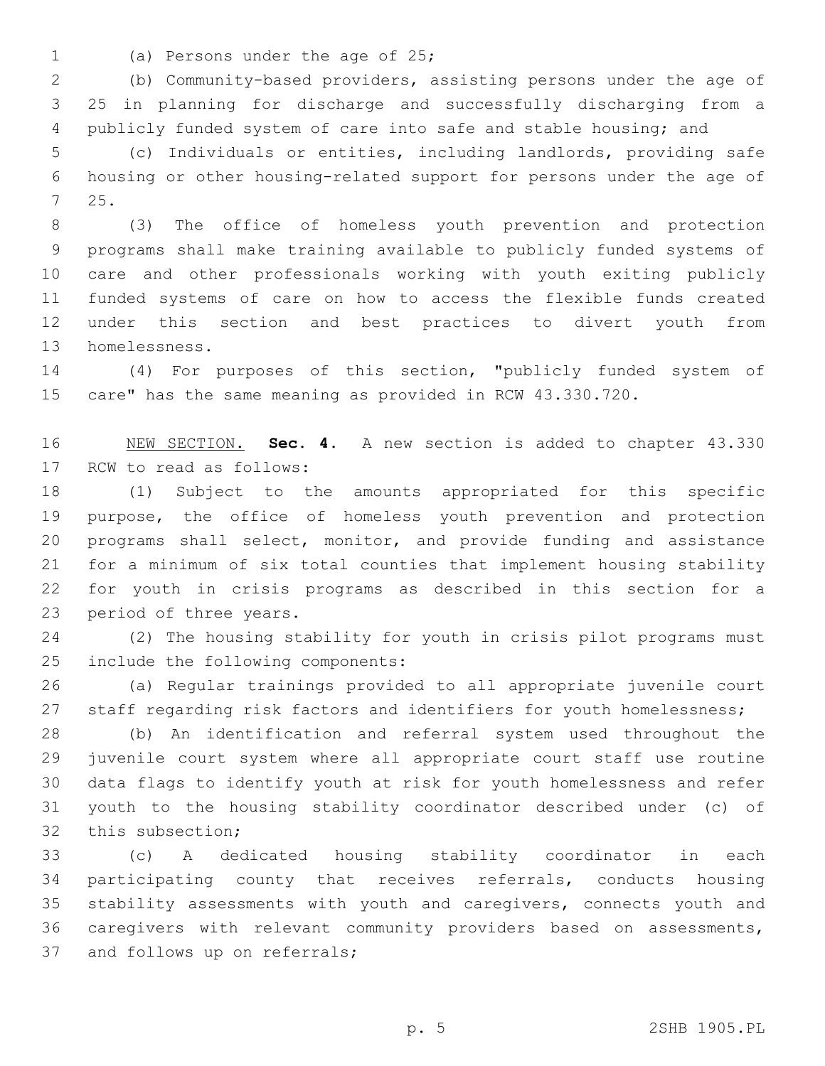(a) Persons under the age of 25;

(b) Community-based providers, assisting persons under the age of 25 in planning for discharge and successfully discharging from a publicly funded system of care into safe and stable housing; and

(c) Individuals or entities, including landlords, providing safe housing or other housing-related support for persons under the age of 25.

(3) The office of homeless youth prevention and protection programs shall make training available to publicly funded systems of care and other professionals working with youth exiting publicly funded systems of care on how to access the flexible funds created under this section and best practices to divert youth from homelessness.

(4) For purposes of this section, "publicly funded system of care" has the same meaning as provided in RCW 43.330.720.

NEW SECTION. **Sec. 4.** A new section is added to chapter 43.330 RCW to read as follows:

(1) Subject to the amounts appropriated for this specific purpose, the office of homeless youth prevention and protection programs shall select, monitor, and provide funding and assistance for a minimum of six total counties that implement housing stability for youth in crisis programs as described in this section for a period of three years.

(2) The housing stability for youth in crisis pilot programs must include the following components:

(a) Regular trainings provided to all appropriate juvenile court staff regarding risk factors and identifiers for youth homelessness;

(b) An identification and referral system used throughout the juvenile court system where all appropriate court staff use routine data flags to identify youth at risk for youth homelessness and refer youth to the housing stability coordinator described under (c) of this subsection;

(c) A dedicated housing stability coordinator in each participating county that receives referrals, conducts housing stability assessments with youth and caregivers, connects youth and caregivers with relevant community providers based on assessments, and follows up on referrals;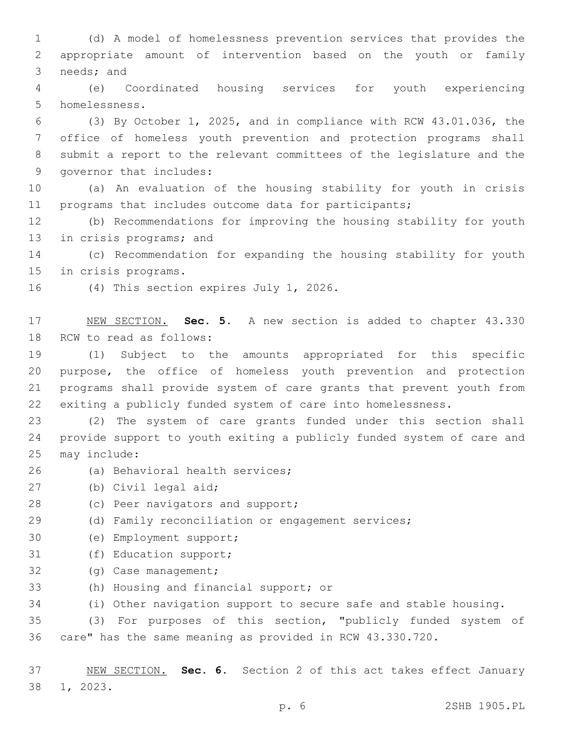(d) A model of homelessness prevention services that provides the appropriate amount of intervention based on the youth or family needs; and

(e) Coordinated housing services for youth experiencing homelessness.

(3) By October 1, 2025, and in compliance with RCW 43.01.036, the office of homeless youth prevention and protection programs shall submit a report to the relevant committees of the legislature and the governor that includes:

(a) An evaluation of the housing stability for youth in crisis programs that includes outcome data for participants;

(b) Recommendations for improving the housing stability for youth in crisis programs; and

(c) Recommendation for expanding the housing stability for youth in crisis programs.

(4) This section expires July 1, 2026.

NEW SECTION. **Sec. 5.** A new section is added to chapter 43.330 RCW to read as follows:

(1) Subject to the amounts appropriated for this specific purpose, the office of homeless youth prevention and protection programs shall provide system of care grants that prevent youth from exiting a publicly funded system of care into homelessness.

(2) The system of care grants funded under this section shall provide support to youth exiting a publicly funded system of care and may include:

(a) Behavioral health services;

(b) Civil legal aid;

(c) Peer navigators and support;

(d) Family reconciliation or engagement services;

(e) Employment support;

(f) Education support;

(g) Case management;

(h) Housing and financial support; or

(i) Other navigation support to secure safe and stable housing.

(3) For purposes of this section, "publicly funded system of care" has the same meaning as provided in RCW 43.330.720.

NEW SECTION. **Sec. 6.** Section 2 of this act takes effect January 1, 2023.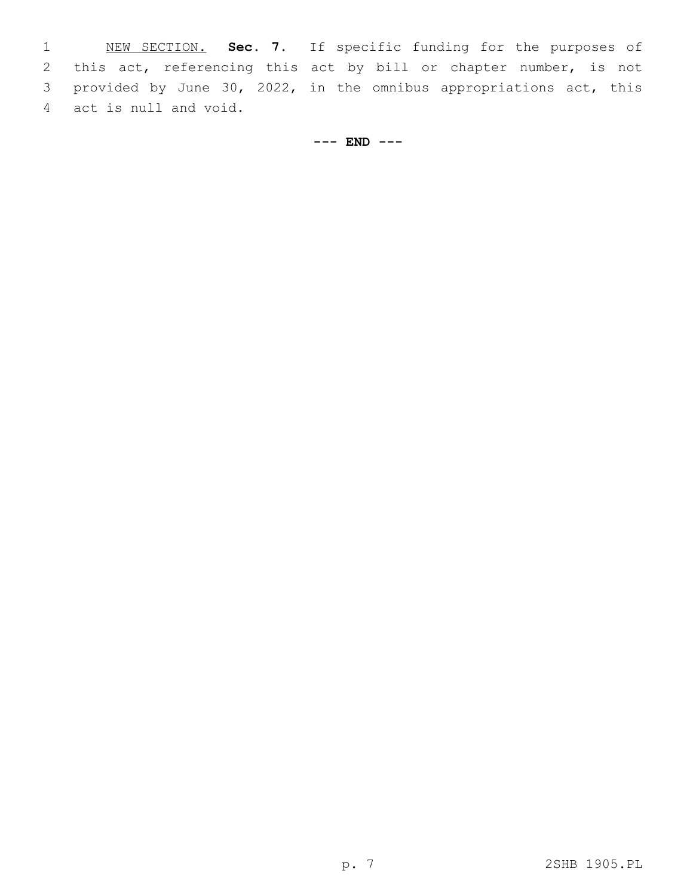NEW SECTION. **Sec. 7.** If specific funding for the purposes of this act, referencing this act by bill or chapter number, is not provided by June 30, 2022, in the omnibus appropriations act, this act is null and void.

**--- END ---**